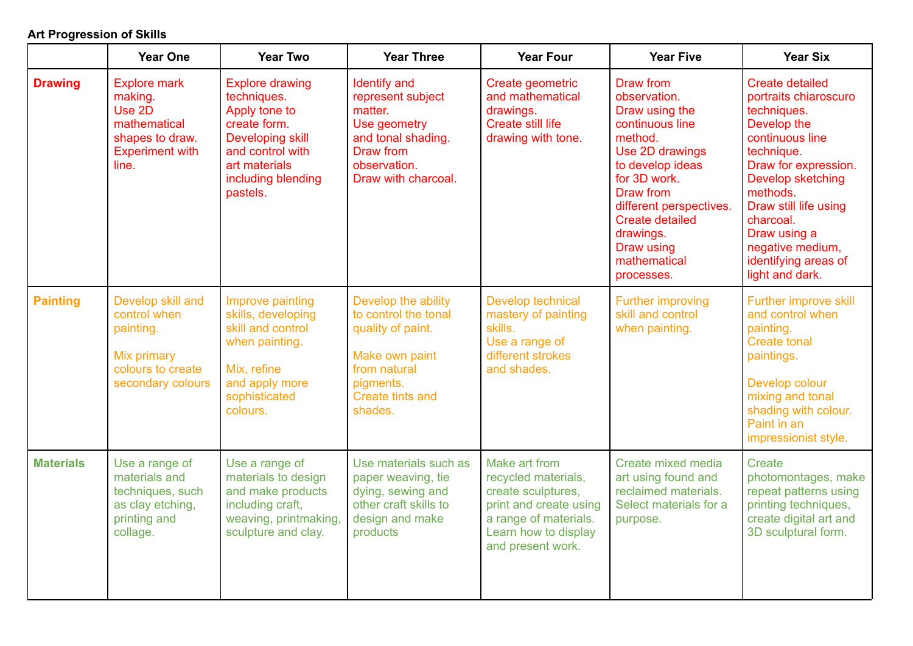**Art Progression of Skills**

| | Year One | Year Two | Year Three | Year Four | Year Five | Year Six |
|---|---|---|---|---|---|---|
| **Drawing** | Explore mark making.<br>Use 2D mathematical shapes to draw.<br>Experiment with line. | Explore drawing techniques.<br>Apply tone to create form.<br>Developing skill and control with art materials including blending pastels. | Identify and represent subject matter.<br>Use geometry and tonal shading.<br>Draw from observation.<br>Draw with charcoal. | Create geometric and mathematical drawings.<br>Create still life drawing with tone. | Draw from observation.<br>Draw using the continuous line method.<br>Use 2D drawings to develop ideas for 3D work.<br>Draw from different perspectives.<br>Create detailed drawings.<br>Draw using mathematical processes. | Create detailed portraits chiaroscuro techniques.<br>Develop the continuous line technique.<br>Draw for expression.<br>Develop sketching methods.<br>Draw still life using charcoal.<br>Draw using a negative medium, identifying areas of light and dark. |
| **Painting** | Develop skill and control when painting.<br><br>Mix primary colours to create secondary colours | Improve painting skills, developing skill and control when painting.<br><br>Mix, refine and apply more sophisticated colours. | Develop the ability to control the tonal quality of paint.<br><br>Make own paint from natural pigments.<br>Create tints and shades. | Develop technical mastery of painting skills.<br>Use a range of different strokes and shades. | Further improving skill and control when painting. | Further improve skill and control when painting.<br>Create tonal paintings.<br><br>Develop colour mixing and tonal shading with colour.<br>Paint in an impressionist style. |
| **Materials** | Use a range of materials and techniques, such as clay etching, printing and collage. | Use a range of materials to design and make products including craft, weaving, printmaking, sculpture and clay. | Use materials such as paper weaving, tie dying, sewing and other craft skills to design and make products | Make art from recycled materials, create sculptures, print and create using a range of materials.<br>Learn how to display and present work. | Create mixed media art using found and reclaimed materials.<br>Select materials for a purpose. | Create photomontages, make repeat patterns using printing techniques, create digital art and 3D sculptural form. |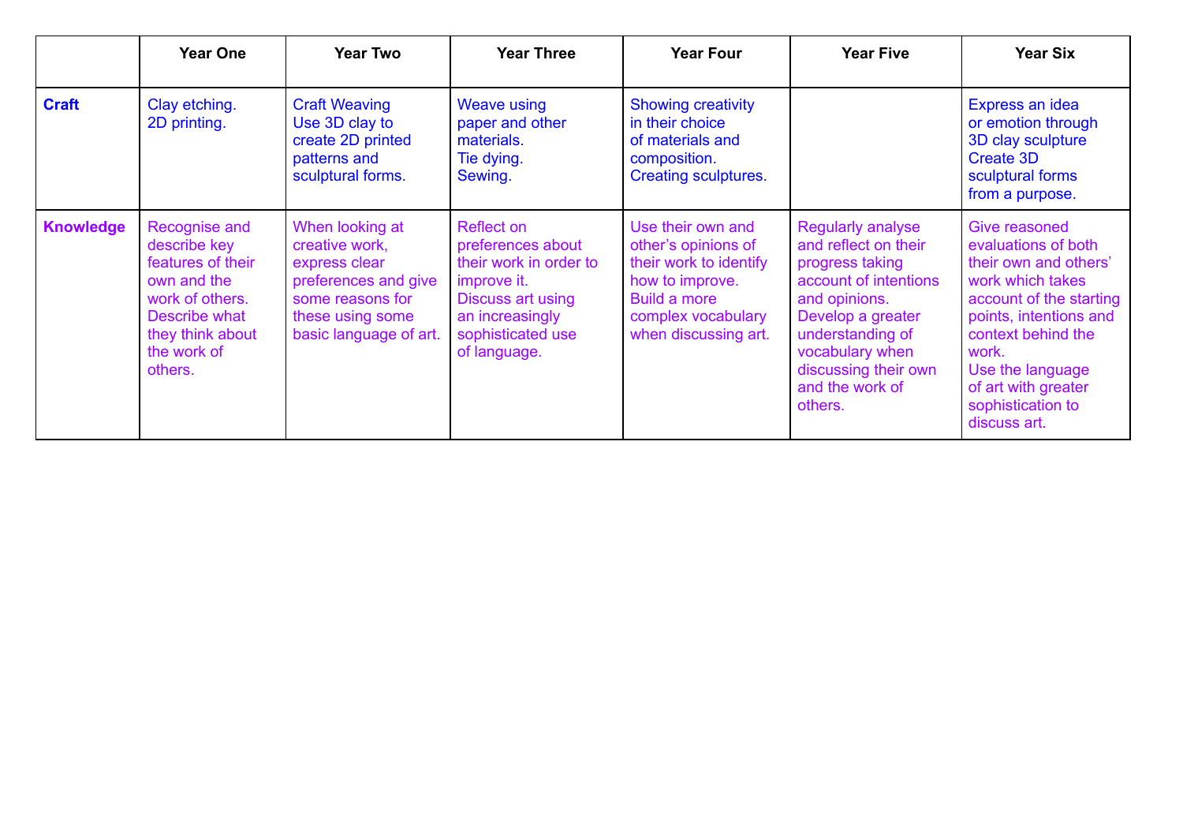| | Year One | Year Two | Year Three | Year Four | Year Five | Year Six |
|---|---|---|---|---|---|---|
| **Craft** | Clay etching. 2D printing. | Craft Weaving Use 3D clay to create 2D printed patterns and sculptural forms. | Weave using paper and other materials. Tie dying. Sewing. | Showing creativity in their choice of materials and composition. Creating sculptures. | | Express an idea or emotion through 3D clay sculpture Create 3D sculptural forms from a purpose. |
| **Knowledge** | Recognise and describe key features of their own and the work of others. Describe what they think about the work of others. | When looking at creative work, express clear preferences and give some reasons for these using some basic language of art. | Reflect on preferences about their work in order to improve it. Discuss art using an increasingly sophisticated use of language. | Use their own and other's opinions of their work to identify how to improve. Build a more complex vocabulary when discussing art. | Regularly analyse and reflect on their progress taking account of intentions and opinions. Develop a greater understanding of vocabulary when discussing their own and the work of others. | Give reasoned evaluations of both their own and others' work which takes account of the starting points, intentions and context behind the work. Use the language of art with greater sophistication to discuss art. |